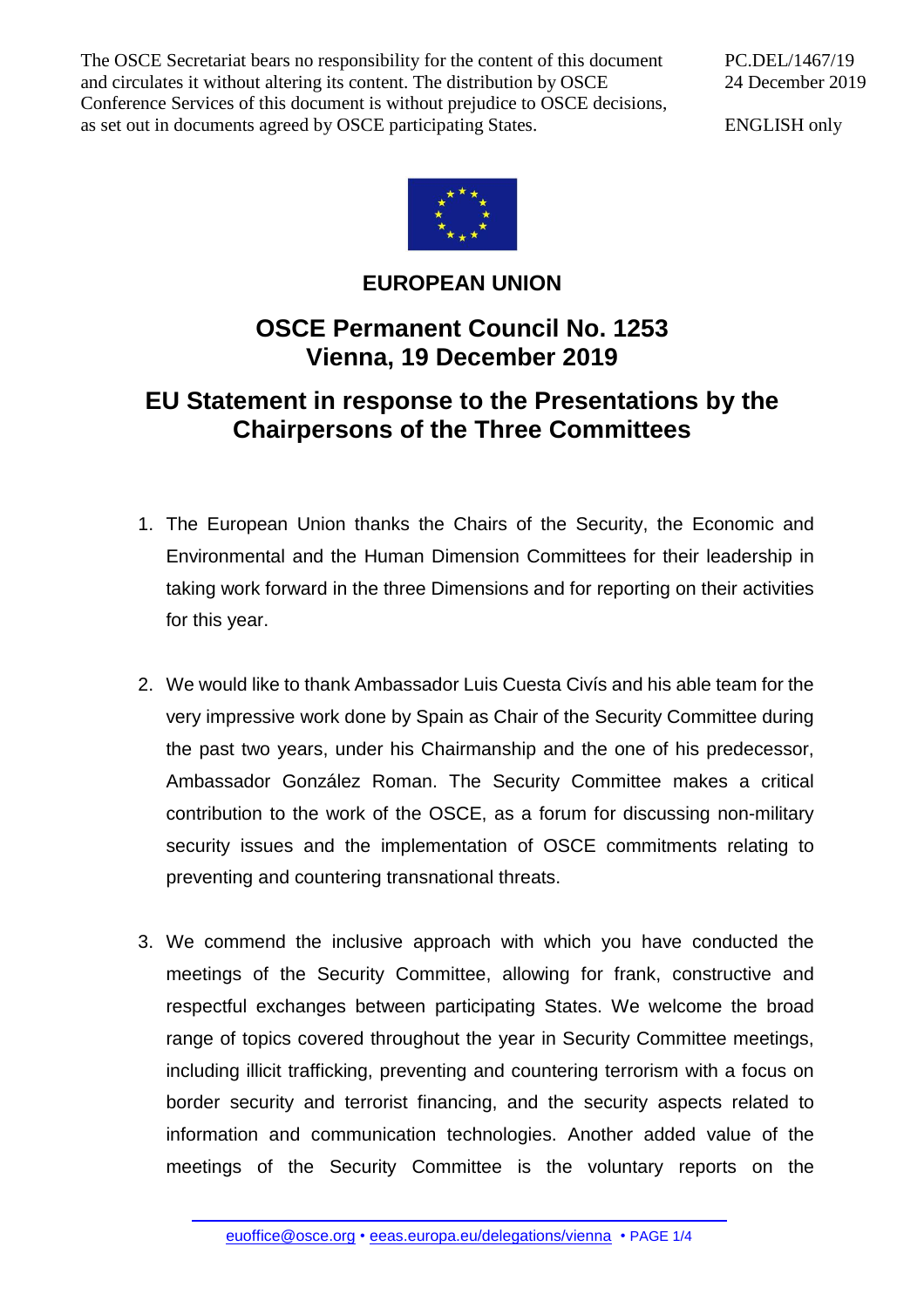The OSCE Secretariat bears no responsibility for the content of this document and circulates it without altering its content. The distribution by OSCE Conference Services of this document is without prejudice to OSCE decisions, as set out in documents agreed by OSCE participating States.

PC.DEL/1467/19
24 December 2019

ENGLISH only

**EUROPEAN UNION**

# OSCE Permanent Council No. 1253
# Vienna, 19 December 2019

## EU Statement in response to the Presentations by the Chairpersons of the Three Committees

1. The European Union thanks the Chairs of the Security, the Economic and Environmental and the Human Dimension Committees for their leadership in taking work forward in the three Dimensions and for reporting on their activities for this year.

2. We would like to thank Ambassador Luis Cuesta Civís and his able team for the very impressive work done by Spain as Chair of the Security Committee during the past two years, under his Chairmanship and the one of his predecessor, Ambassador González Roman. The Security Committee makes a critical contribution to the work of the OSCE, as a forum for discussing non-military security issues and the implementation of OSCE commitments relating to preventing and countering transnational threats.

3. We commend the inclusive approach with which you have conducted the meetings of the Security Committee, allowing for frank, constructive and respectful exchanges between participating States. We welcome the broad range of topics covered throughout the year in Security Committee meetings, including illicit trafficking, preventing and countering terrorism with a focus on border security and terrorist financing, and the security aspects related to information and communication technologies. Another added value of the meetings of the Security Committee is the voluntary reports on the

euoffice@osce.org • eeas.europa.eu/delegations/vienna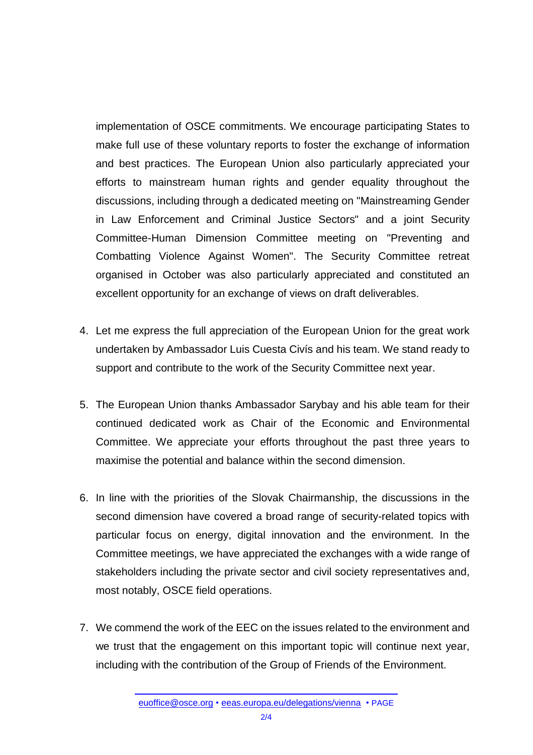implementation of OSCE commitments. We encourage participating States to make full use of these voluntary reports to foster the exchange of information and best practices. The European Union also particularly appreciated your efforts to mainstream human rights and gender equality throughout the discussions, including through a dedicated meeting on "Mainstreaming Gender in Law Enforcement and Criminal Justice Sectors" and a joint Security Committee-Human Dimension Committee meeting on "Preventing and Combatting Violence Against Women". The Security Committee retreat organised in October was also particularly appreciated and constituted an excellent opportunity for an exchange of views on draft deliverables.

4. Let me express the full appreciation of the European Union for the great work undertaken by Ambassador Luis Cuesta Civís and his team. We stand ready to support and contribute to the work of the Security Committee next year.

5. The European Union thanks Ambassador Sarybay and his able team for their continued dedicated work as Chair of the Economic and Environmental Committee. We appreciate your efforts throughout the past three years to maximise the potential and balance within the second dimension.

6. In line with the priorities of the Slovak Chairmanship, the discussions in the second dimension have covered a broad range of security-related topics with particular focus on energy, digital innovation and the environment. In the Committee meetings, we have appreciated the exchanges with a wide range of stakeholders including the private sector and civil society representatives and, most notably, OSCE field operations.

7. We commend the work of the EEC on the issues related to the environment and we trust that the engagement on this important topic will continue next year, including with the contribution of the Group of Friends of the Environment.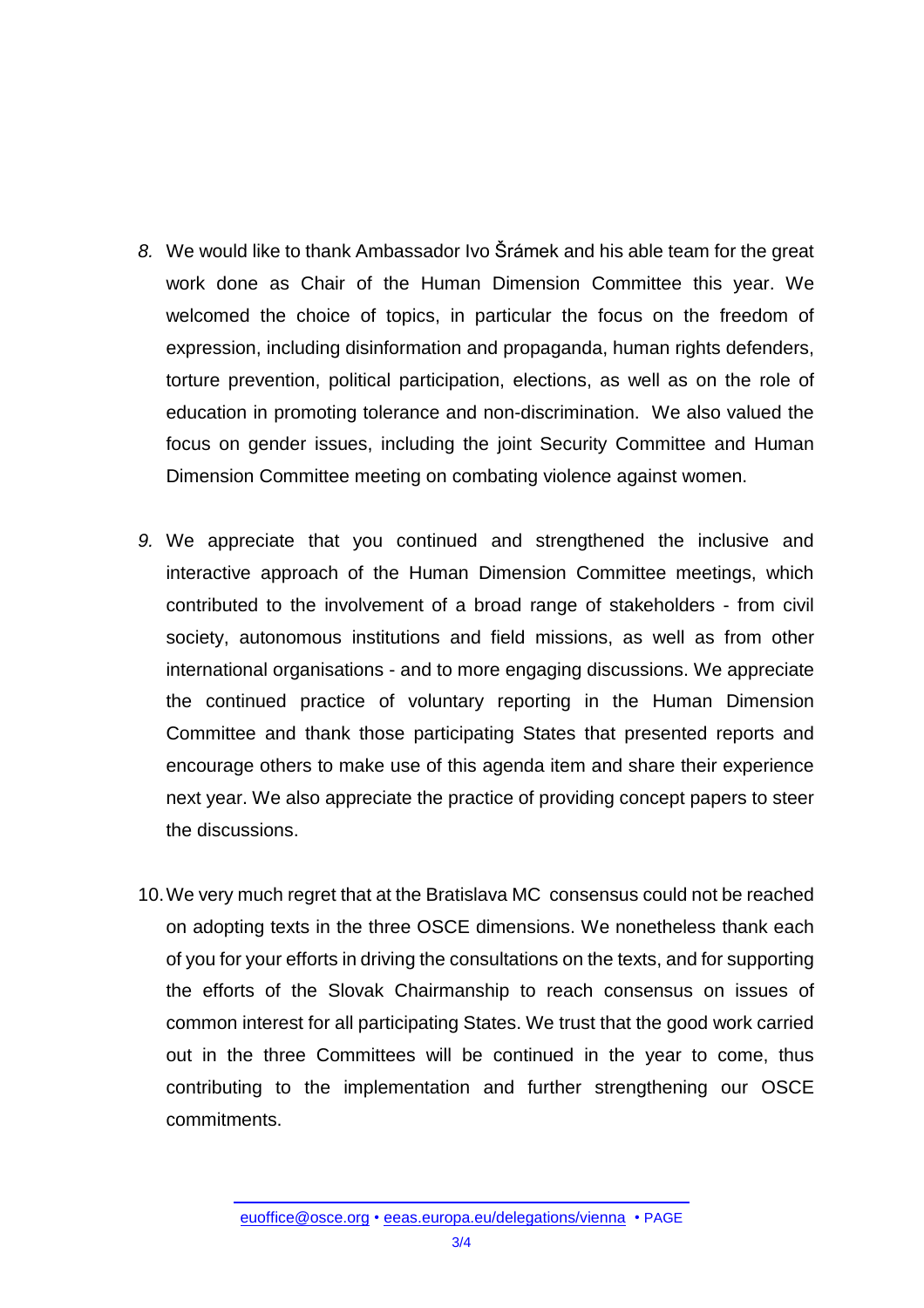8. We would like to thank Ambassador Ivo Šrámek and his able team for the great work done as Chair of the Human Dimension Committee this year. We welcomed the choice of topics, in particular the focus on the freedom of expression, including disinformation and propaganda, human rights defenders, torture prevention, political participation, elections, as well as on the role of education in promoting tolerance and non-discrimination. We also valued the focus on gender issues, including the joint Security Committee and Human Dimension Committee meeting on combating violence against women.

9. We appreciate that you continued and strengthened the inclusive and interactive approach of the Human Dimension Committee meetings, which contributed to the involvement of a broad range of stakeholders - from civil society, autonomous institutions and field missions, as well as from other international organisations - and to more engaging discussions. We appreciate the continued practice of voluntary reporting in the Human Dimension Committee and thank those participating States that presented reports and encourage others to make use of this agenda item and share their experience next year. We also appreciate the practice of providing concept papers to steer the discussions.

10. We very much regret that at the Bratislava MC consensus could not be reached on adopting texts in the three OSCE dimensions. We nonetheless thank each of you for your efforts in driving the consultations on the texts, and for supporting the efforts of the Slovak Chairmanship to reach consensus on issues of common interest for all participating States. We trust that the good work carried out in the three Committees will be continued in the year to come, thus contributing to the implementation and further strengthening our OSCE commitments.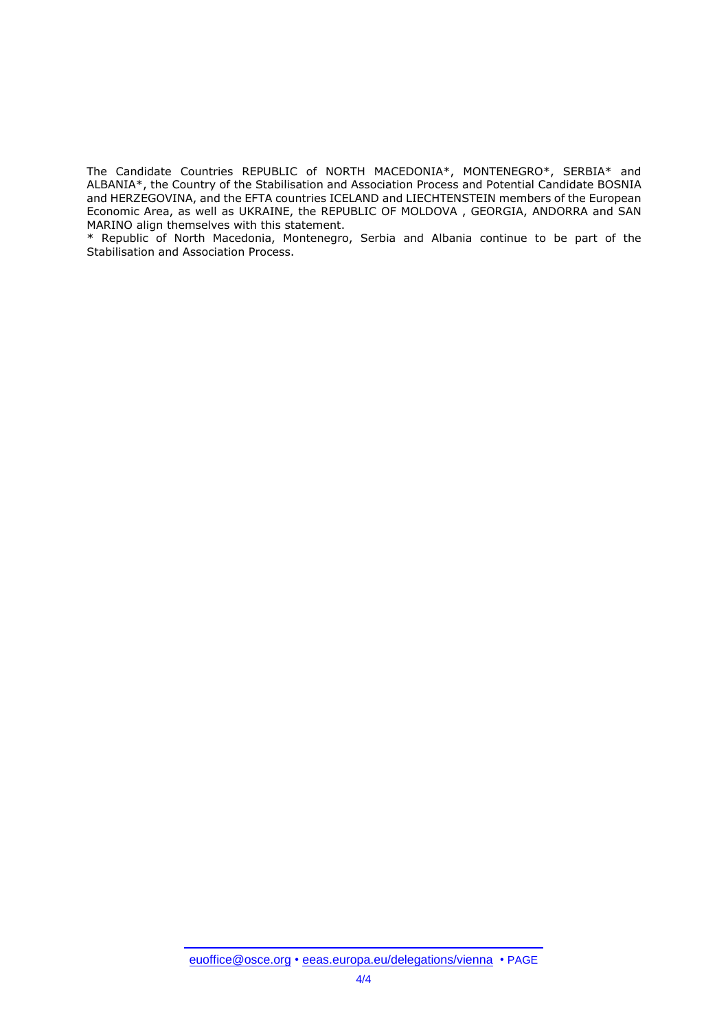The Candidate Countries REPUBLIC of NORTH MACEDONIA*, MONTENEGRO*, SERBIA* and ALBANIA*, the Country of the Stabilisation and Association Process and Potential Candidate BOSNIA and HERZEGOVINA, and the EFTA countries ICELAND and LIECHTENSTEIN members of the European Economic Area, as well as UKRAINE, the REPUBLIC OF MOLDOVA , GEORGIA, ANDORRA and SAN MARINO align themselves with this statement.

* Republic of North Macedonia, Montenegro, Serbia and Albania continue to be part of the Stabilisation and Association Process.